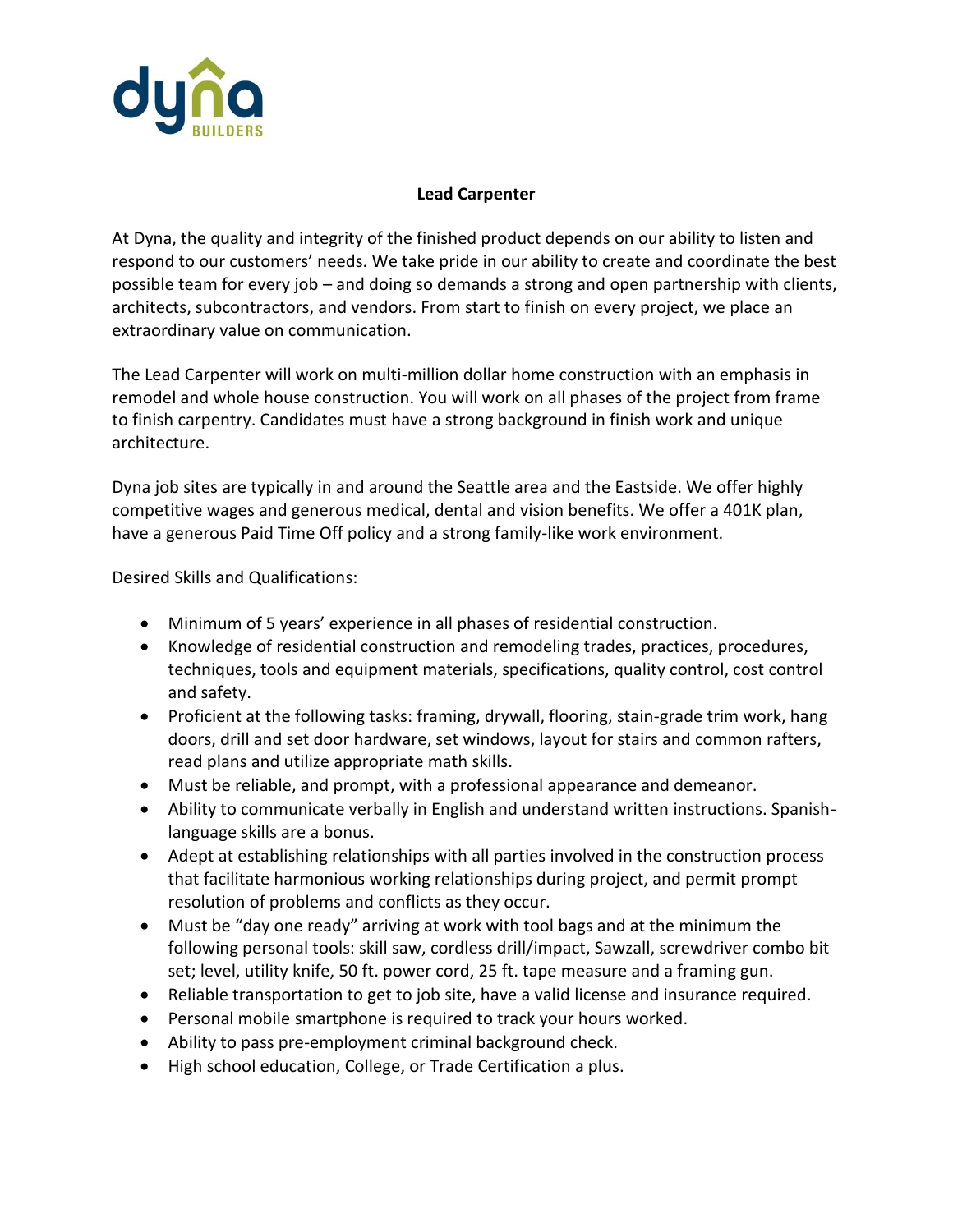# Lead Carpenter

At Dyna, the quality and integrity of the finished product depends on our ability to listen and respond to our customers' needs. We take pride in our ability to create and coordinate the best possible team for every job – and doing so demands a strong and open partnership with clients, architects, subcontractors, and vendors. From start to finish on every project, we place an extraordinary value on communication.

The Lead Carpenter will work on multi-million dollar home construction with an emphasis in remodel and whole house construction. You will work on all phases of the project from frame to finish carpentry. Candidates must have a strong background in finish work and unique architecture.

Dyna job sites are typically in and around the Seattle area and the Eastside. We offer highly competitive wages and generous medical, dental and vision benefits. We offer a 401K plan, have a generous Paid Time Off policy and a strong family-like work environment.

Desired Skills and Qualifications:

- Minimum of 5 years' experience in all phases of residential construction.
- Knowledge of residential construction and remodeling trades, practices, procedures, techniques, tools and equipment materials, specifications, quality control, cost control and safety.
- Proficient at the following tasks: framing, drywall, flooring, stain-grade trim work, hang doors, drill and set door hardware, set windows, layout for stairs and common rafters, read plans and utilize appropriate math skills.
- Must be reliable, and prompt, with a professional appearance and demeanor.
- Ability to communicate verbally in English and understand written instructions. Spanish-language skills are a bonus.
- Adept at establishing relationships with all parties involved in the construction process that facilitate harmonious working relationships during project, and permit prompt resolution of problems and conflicts as they occur.
- Must be "day one ready" arriving at work with tool bags and at the minimum the following personal tools: skill saw, cordless drill/impact, Sawzall, screwdriver combo bit set; level, utility knife, 50 ft. power cord, 25 ft. tape measure and a framing gun.
- Reliable transportation to get to job site, have a valid license and insurance required.
- Personal mobile smartphone is required to track your hours worked.
- Ability to pass pre-employment criminal background check.
- High school education, College, or Trade Certification a plus.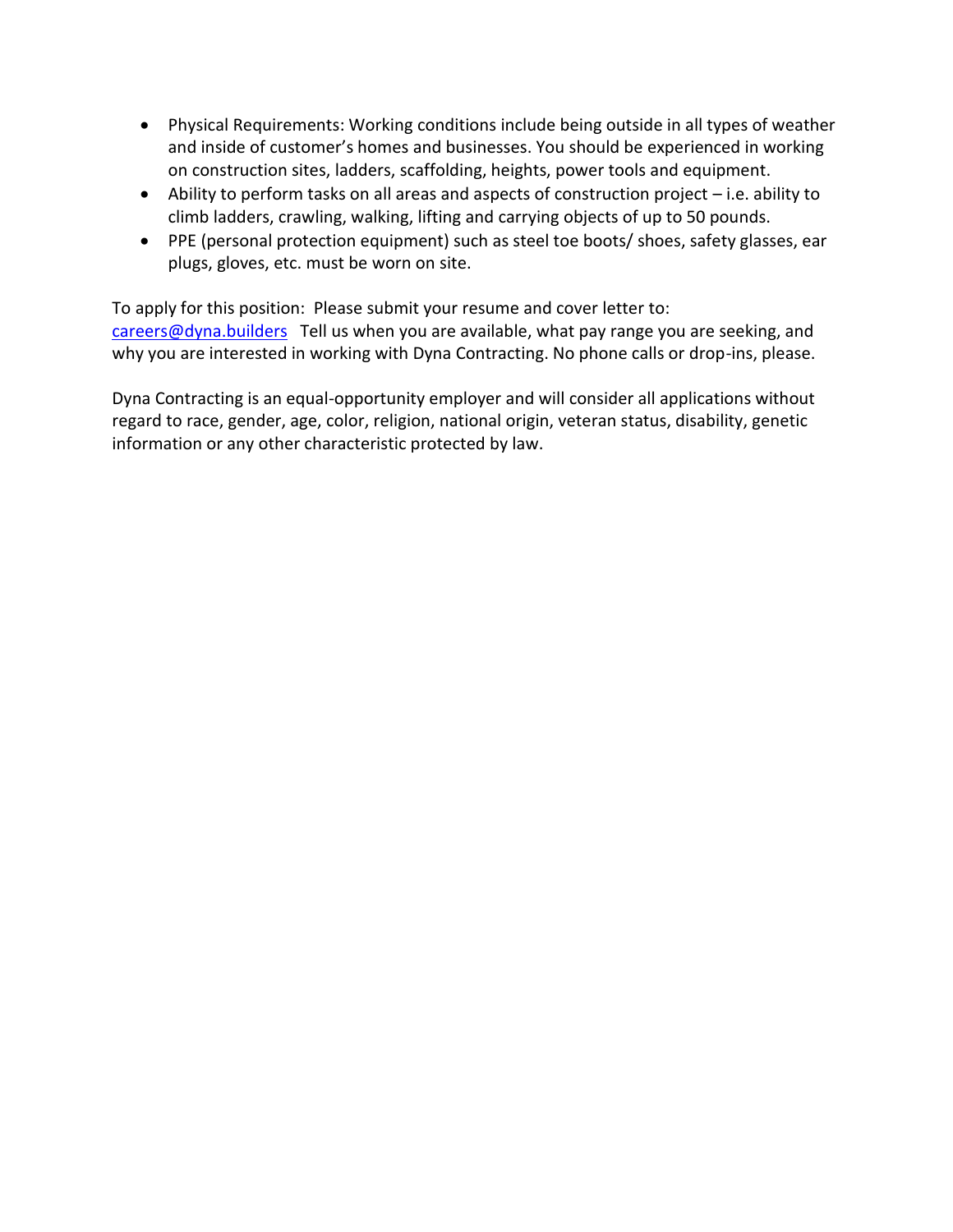- Physical Requirements: Working conditions include being outside in all types of weather and inside of customer's homes and businesses. You should be experienced in working on construction sites, ladders, scaffolding, heights, power tools and equipment.
- Ability to perform tasks on all areas and aspects of construction project – i.e. ability to climb ladders, crawling, walking, lifting and carrying objects of up to 50 pounds.
- PPE (personal protection equipment) such as steel toe boots/ shoes, safety glasses, ear plugs, gloves, etc. must be worn on site.

To apply for this position: Please submit your resume and cover letter to: careers@dyna.builders Tell us when you are available, what pay range you are seeking, and why you are interested in working with Dyna Contracting. No phone calls or drop-ins, please.

Dyna Contracting is an equal-opportunity employer and will consider all applications without regard to race, gender, age, color, religion, national origin, veteran status, disability, genetic information or any other characteristic protected by law.